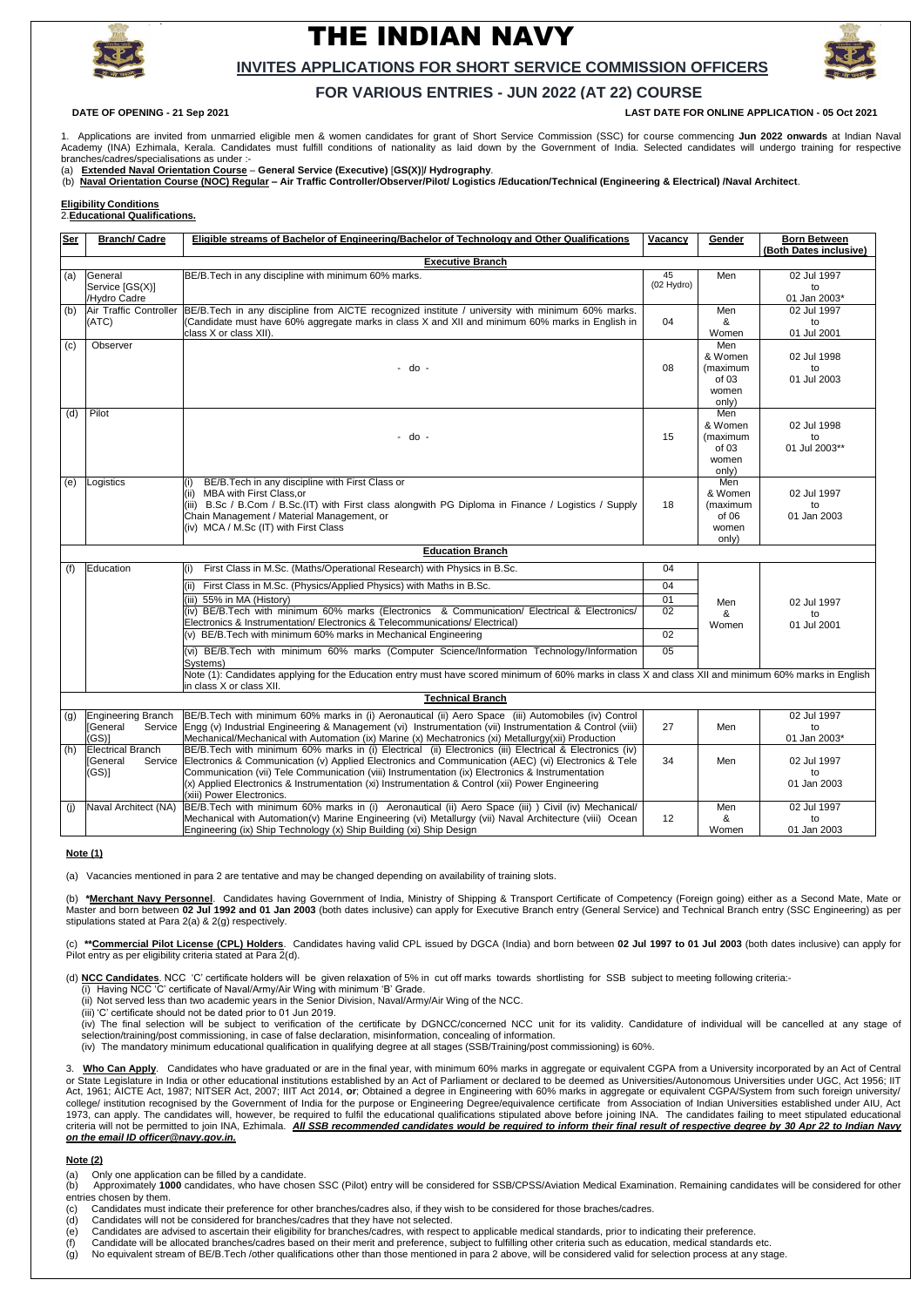# THE INDIAN NAVY

## INVITES APPLICATIONS FOR SHORT SERVICE COMMISSION OFFICERS

## FOR VARIOUS ENTRIES - JUN 2022 (AT 22) COURSE

**DATE OF OPENING - 21 Sep 2021** **LAST DATE FOR ONLINE APPLICATION - 05 Oct 2021**

1. Applications are invited from unmarried eligible men & women candidates for grant of Short Service Commission (SSC) for course commencing **Jun 2022 onwards** at Indian Naval Academy (INA) Ezhimala, Kerala. Candidates must fulfill conditions of nationality as laid down by the Government of India. Selected candidates will undergo training for respective branches/cadres/specialisations as under :-

(a) **Extended Naval Orientation Course** – **General Service (Executive)** [**GS(X)]/ Hydrography**.

(b) **Naval Orientation Course (NOC) Regular – Air Traffic Controller/Observer/Pilot/ Logistics /Education/Technical (Engineering & Electrical) /Naval Architect**.

**Eligibility Conditions**

2. **Educational Qualifications.**

| Ser | Branch/ Cadre | Eligible streams of Bachelor of Engineering/Bachelor of Technology and Other Qualifications | Vacancy | Gender | Born Between (Both Dates inclusive) |
|---|---|---|---|---|---|
| | | **Executive Branch** | | | |
| (a) | General Service [GS(X)] /Hydro Cadre | BE/B.Tech in any discipline with minimum 60% marks. | 45 (02 Hydro) | Men | 02 Jul 1997 to 01 Jan 2003* |
| (b) | Air Traffic Controller (ATC) | BE/B.Tech in any discipline from AICTE recognized institute / university with minimum 60% marks. (Candidate must have 60% aggregate marks in class X and XII and minimum 60% marks in English in class X or class XII). | 04 | Men & Women | 02 Jul 1997 to 01 Jul 2001 |
| (c) | Observer | - do - | 08 | Men & Women (maximum of 03 women only) | 02 Jul 1998 to 01 Jul 2003 |
| (d) | Pilot | - do - | 15 | Men & Women (maximum of 03 women only) | 02 Jul 1998 to 01 Jul 2003** |
| (e) | Logistics | (i) BE/B.Tech in any discipline with First Class or<br>(ii) MBA with First Class,or<br>(iii) B.Sc / B.Com / B.Sc.(IT) with First class alongwith PG Diploma in Finance / Logistics / Supply Chain Management / Material Management, or<br>(iv) MCA / M.Sc (IT) with First Class | 18 | Men & Women (maximum of 06 women only) | 02 Jul 1997 to 01 Jan 2003 |
| | | **Education Branch** | | | |
| (f) | Education | (i) First Class in M.Sc. (Maths/Operational Research) with Physics in B.Sc. | 04 | Men & Women | 02 Jul 1997 to 01 Jul 2001 |
| | | (ii) First Class in M.Sc. (Physics/Applied Physics) with Maths in B.Sc. | 04 | | |
| | | (iii) 55% in MA (History) | 01 | | |
| | | (iv) BE/B.Tech with minimum 60% marks (Electronics & Communication/ Electrical & Electronics/ Electronics & Instrumentation/ Electronics & Telecommunications/ Electrical) | 02 | | |
| | | (v) BE/B.Tech with minimum 60% marks in Mechanical Engineering | 02 | | |
| | | (vi) BE/B.Tech with minimum 60% marks (Computer Science/Information Technology/Information Systems) | 05 | | |
| | | Note (1): Candidates applying for the Education entry must have scored minimum of 60% marks in class X and class XII and minimum 60% marks in English in class X or class XII. | | | |
| | | **Technical Branch** | | | |
| (g) | Engineering Branch [General Service (GS)] | BE/B.Tech with minimum 60% marks in (i) Aeronautical (ii) Aero Space (iii) Automobiles (iv) Control Engg (v) Industrial Engineering & Management (vi) Instrumentation (vii) Instrumentation & Control (viii) Mechanical/Mechanical with Automation (ix) Marine (x) Mechatronics (xi) Metallurgy(xii) Production | 27 | Men | 02 Jul 1997 to 01 Jan 2003* |
| (h) | Electrical Branch [General Service (GS)] | BE/B.Tech with minimum 60% marks in (i) Electrical (ii) Electronics (iii) Electrical & Electronics (iv) Electronics & Communication (v) Applied Electronics and Communication (AEC) (vi) Electronics & Tele Communication (vii) Tele Communication (viii) Instrumentation (ix) Electronics & Instrumentation (x) Applied Electronics & Instrumentation (xi) Instrumentation & Control (xii) Power Engineering (xiii) Power Electronics. | 34 | Men | 02 Jul 1997 to 01 Jan 2003 |
| (j) | Naval Architect (NA) | BE/B.Tech with minimum 60% marks in (i) Aeronautical (ii) Aero Space (iii) ) Civil (iv) Mechanical/ Mechanical with Automation(v) Marine Engineering (vi) Metallurgy (vii) Naval Architecture (viii) Ocean Engineering (ix) Ship Technology (x) Ship Building (xi) Ship Design | 12 | Men & Women | 02 Jul 1997 to 01 Jan 2003 |

**Note (1)**

(a) Vacancies mentioned in para 2 are tentative and may be changed depending on availability of training slots.

(b) **\*Merchant Navy Personnel**. Candidates having Government of India, Ministry of Shipping & Transport Certificate of Competency (Foreign going) either as a Second Mate, Mate or Master and born between **02 Jul 1992 and 01 Jan 2003** (both dates inclusive) can apply for Executive Branch entry (General Service) and Technical Branch entry (SSC Engineering) as per stipulations stated at Para 2(a) & 2(g) respectively.

(c) **\*\*Commercial Pilot License (CPL) Holders**. Candidates having valid CPL issued by DGCA (India) and born between **02 Jul 1997 to 01 Jul 2003** (both dates inclusive) can apply for Pilot entry as per eligibility criteria stated at Para 2(d).

(d) **NCC Candidates**. NCC 'C' certificate holders will be given relaxation of 5% in cut off marks towards shortlisting for SSB subject to meeting following criteria:-

(i) Having NCC 'C' certificate of Naval/Army/Air Wing with minimum 'B' Grade.

(ii) Not served less than two academic years in the Senior Division, Naval/Army/Air Wing of the NCC.

(iii) 'C' certificate should not be dated prior to 01 Jun 2019.

(iv) The final selection will be subject to verification of the certificate by DGNCC/concerned NCC unit for its validity. Candidature of individual will be cancelled at any stage of selection/training/post commissioning, in case of false declaration, misinformation, concealing of information.

(iv) The mandatory minimum educational qualification in qualifying degree at all stages (SSB/Training/post commissioning) is 60%.

3. **Who Can Apply**. Candidates who have graduated or are in the final year, with minimum 60% marks in aggregate or equivalent CGPA from a University incorporated by an Act of Central or State Legislature in India or other educational institutions established by an Act of Parliament or declared to be deemed as Universities/Autonomous Universities under UGC, Act 1956; IIT Act, 1961; AICTE Act, 1987; NITSER Act, 2007; IIIT Act 2014, **or**; Obtained a degree in Engineering with 60% marks in aggregate or equivalent CGPA/System from such foreign university/ college/ institution recognised by the Government of India for the purpose or Engineering Degree/equivalence certificate from Association of Indian Universities established under AIU, Act 1973, can apply. The candidates will, however, be required to fulfil the educational qualifications stipulated above before joining INA. The candidates failing to meet stipulated educational criteria will not be permitted to join INA, Ezhimala. ***All SSB recommended candidates would be required to inform their final result of respective degree by 30 Apr 22 to Indian Navy on the email ID officer@navy.gov.in.***

**Note (2)**

(a) Only one application can be filled by a candidate.

(b) Approximately **1000** candidates, who have chosen SSC (Pilot) entry will be considered for SSB/CPSS/Aviation Medical Examination. Remaining candidates will be considered for other entries chosen by them.

(c) Candidates must indicate their preference for other branches/cadres also, if they wish to be considered for those braches/cadres.

(d) Candidates will not be considered for branches/cadres that they have not selected.

(e) Candidates are advised to ascertain their eligibility for branches/cadres, with respect to applicable medical standards, prior to indicating their preference.

(f) Candidate will be allocated branches/cadres based on their merit and preference, subject to fulfilling other criteria such as education, medical standards etc.

(g) No equivalent stream of BE/B.Tech /other qualifications other than those mentioned in para 2 above, will be considered valid for selection process at any stage.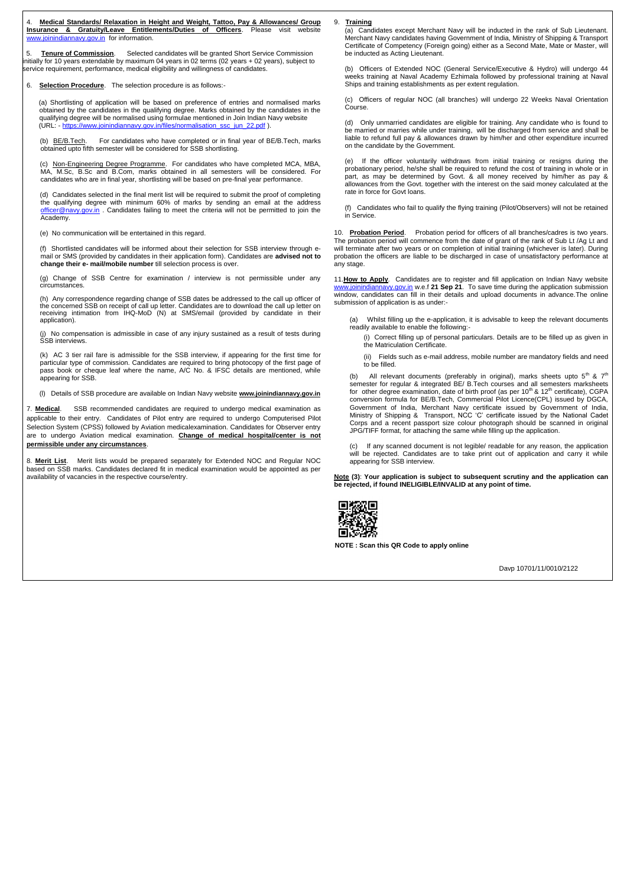4. **Medical Standards/ Relaxation in Height and Weight, Tattoo, Pay & Allowances/ Group Insurance & Gratuity/Leave Entitlements/Duties of Officers**. Please visit website www.joinindiannavy.gov.in for information.

5. **Tenure of Commission**. Selected candidates will be granted Short Service Commission initially for 10 years extendable by maximum 04 years in 02 terms (02 years + 02 years), subject to service requirement, performance, medical eligibility and willingness of candidates.

6. **Selection Procedure**. The selection procedure is as follows:-

(a) Shortlisting of application will be based on preference of entries and normalised marks obtained by the candidates in the qualifying degree. Marks obtained by the candidates in the qualifying degree will be normalised using formulae mentioned in Join Indian Navy website (URL: - https://www.joinindiannavy.gov.in/files/normalisation_ssc_jun_22.pdf ).

(b) BE/B.Tech. For candidates who have completed or in final year of BE/B.Tech, marks obtained upto fifth semester will be considered for SSB shortlisting.

(c) Non-Engineering Degree Programme. For candidates who have completed MCA, MBA, MA, M.Sc, B.Sc and B.Com, marks obtained in all semesters will be considered. For candidates who are in final year, shortlisting will be based on pre-final year performance.

(d) Candidates selected in the final merit list will be required to submit the proof of completing the qualifying degree with minimum 60% of marks by sending an email at the address officer@navy.gov.in . Candidates failing to meet the criteria will not be permitted to join the Academy.

(e) No communication will be entertained in this regard.

(f) Shortlisted candidates will be informed about their selection for SSB interview through e-mail or SMS (provided by candidates in their application form). Candidates are **advised not to change their e- mail/mobile number** till selection process is over.

(g) Change of SSB Centre for examination / interview is not permissible under any circumstances.

(h) Any correspondence regarding change of SSB dates be addressed to the call up officer of the concerned SSB on receipt of call up letter. Candidates are to download the call up letter on receiving intimation from IHQ-MoD (N) at SMS/email (provided by candidate in their application).

(j) No compensation is admissible in case of any injury sustained as a result of tests during SSB interviews.

(k) AC 3 tier rail fare is admissible for the SSB interview, if appearing for the first time for particular type of commission. Candidates are required to bring photocopy of the first page of pass book or cheque leaf where the name, A/C No. & IFSC details are mentioned, while appearing for SSB.

(l) Details of SSB procedure are available on Indian Navy website **www.joinindiannavy.gov.in**

7. **Medical**. SSB recommended candidates are required to undergo medical examination as applicable to their entry. Candidates of Pilot entry are required to undergo Computerised Pilot Selection System (CPSS) followed by Aviation medicalexamination. Candidates for Observer entry are to undergo Aviation medical examination. **Change of medical hospital/center is not permissible under any circumstances**.

8. **Merit List**. Merit lists would be prepared separately for Extended NOC and Regular NOC based on SSB marks. Candidates declared fit in medical examination would be appointed as per availability of vacancies in the respective course/entry.

9. **Training**

(a) Candidates except Merchant Navy will be inducted in the rank of Sub Lieutenant. Merchant Navy candidates having Government of India, Ministry of Shipping & Transport Certificate of Competency (Foreign going) either as a Second Mate, Mate or Master, will be inducted as Acting Lieutenant.

(b) Officers of Extended NOC (General Service/Executive & Hydro) will undergo 44 weeks training at Naval Academy Ezhimala followed by professional training at Naval Ships and training establishments as per extent regulation.

(c) Officers of regular NOC (all branches) will undergo 22 Weeks Naval Orientation Course.

(d) Only unmarried candidates are eligible for training. Any candidate who is found to be married or marries while under training, will be discharged from service and shall be liable to refund full pay & allowances drawn by him/her and other expenditure incurred on the candidate by the Government.

(e) If the officer voluntarily withdraws from initial training or resigns during the probationary period, he/she shall be required to refund the cost of training in whole or in part, as may be determined by Govt. & all money received by him/her as pay & allowances from the Govt. together with the interest on the said money calculated at the rate in force for Govt loans.

(f) Candidates who fail to qualify the flying training (Pilot/Observers) will not be retained in Service.

10. **Probation Period**. Probation period for officers of all branches/cadres is two years. The probation period will commence from the date of grant of the rank of Sub Lt /Ag Lt and will terminate after two years or on completion of initial training (whichever is later). During probation the officers are liable to be discharged in case of unsatisfactory performance at any stage.

11. **How to Apply**. Candidates are to register and fill application on Indian Navy website www.joinindiannavy.gov.in w.e.f **21 Sep 21**. To save time during the application submission window, candidates can fill in their details and upload documents in advance.The online submission of application is as under:-

(a) Whilst filling up the e-application, it is advisable to keep the relevant documents readily available to enable the following:-

(i) Correct filling up of personal particulars. Details are to be filled up as given in the Matriculation Certificate.

(ii) Fields such as e-mail address, mobile number are mandatory fields and need to be filled.

(b) All relevant documents (preferably in original), marks sheets upto 5th & 7th semester for regular & integrated BE/ B.Tech courses and all semesters marksheets for other degree examination, date of birth proof (as per 10th & 12th certificate), CGPA conversion formula for BE/B.Tech, Commercial Pilot Licence(CPL) issued by DGCA, Government of India, Merchant Navy certificate issued by Government of India, Ministry of Shipping & Transport, NCC 'C' certificate issued by the National Cadet Corps and a recent passport size colour photograph should be scanned in original JPG/TIFF format, for attaching the same while filling up the application.

(c) If any scanned document is not legible/ readable for any reason, the application will be rejected. Candidates are to take print out of application and carry it while appearing for SSB interview.

**Note (3)**: **Your application is subject to subsequent scrutiny and the application can be rejected, if found INELIGIBLE/INVALID at any point of time.**

**NOTE : Scan this QR Code to apply online**

Davp 10701/11/0010/2122